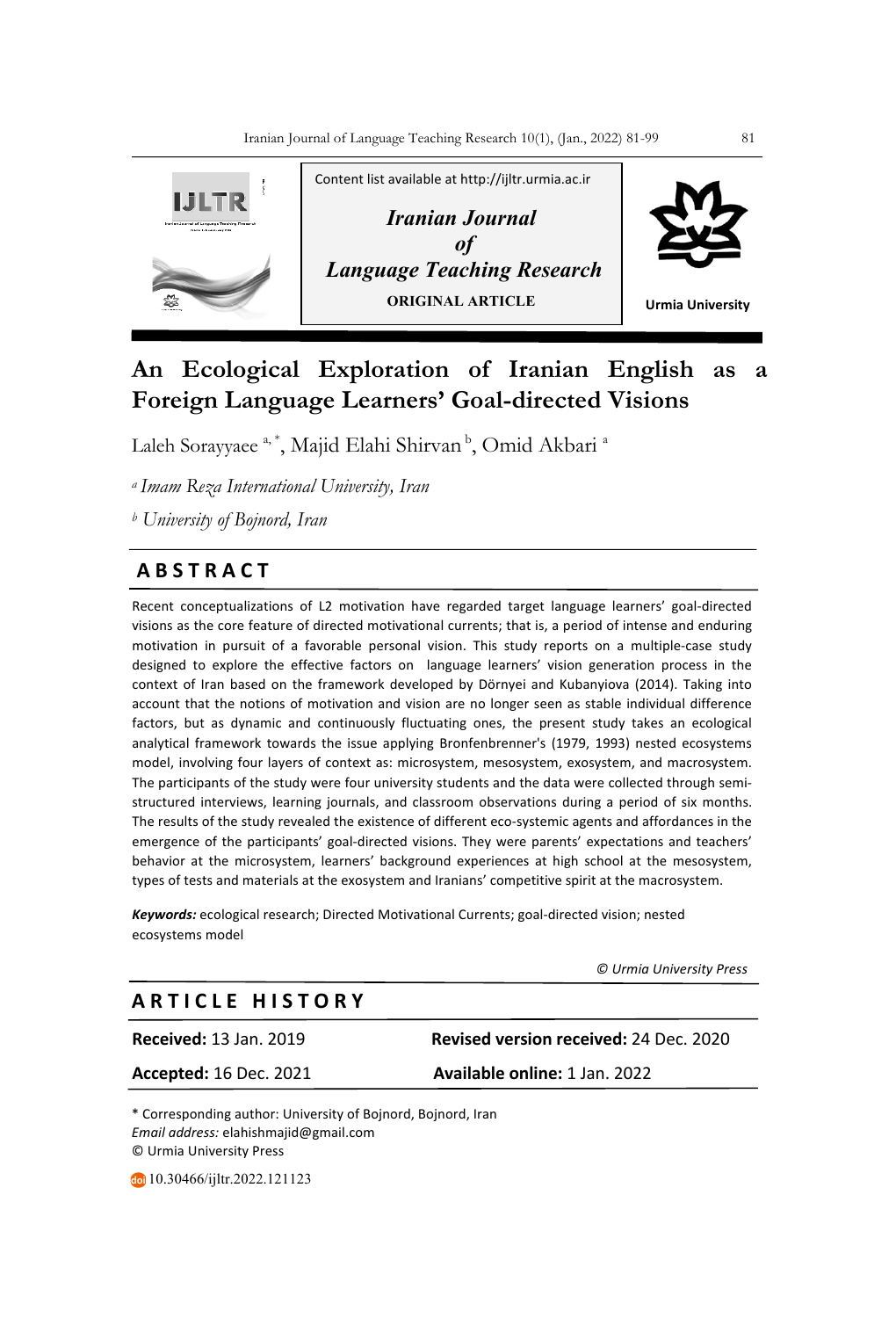Content list available at http://ijltr.urmia.ac.ir

*Iranian Journal of Language Teaching Research*

**ORIGINAL ARTICLE**

Urmia University

# An Ecological Exploration of Iranian English as a Foreign Language Learners' Goal-directed Visions

Laleh Sorayyaee [a,*], Majid Elahi Shirvan [b], Omid Akbari [a]

[a] *Imam Reza International University, Iran*

[b] *University of Bojnord, Iran*

## ABSTRACT

Recent conceptualizations of L2 motivation have regarded target language learners' goal-directed visions as the core feature of directed motivational currents; that is, a period of intense and enduring motivation in pursuit of a favorable personal vision. This study reports on a multiple-case study designed to explore the effective factors on language learners' vision generation process in the context of Iran based on the framework developed by Dörnyei and Kubanyiova (2014). Taking into account that the notions of motivation and vision are no longer seen as stable individual difference factors, but as dynamic and continuously fluctuating ones, the present study takes an ecological analytical framework towards the issue applying Bronfenbrenner's (1979, 1993) nested ecosystems model, involving four layers of context as: microsystem, mesosystem, exosystem, and macrosystem. The participants of the study were four university students and the data were collected through semi-structured interviews, learning journals, and classroom observations during a period of six months. The results of the study revealed the existence of different eco-systemic agents and affordances in the emergence of the participants' goal-directed visions. They were parents' expectations and teachers' behavior at the microsystem, learners' background experiences at high school at the mesosystem, types of tests and materials at the exosystem and Iranians' competitive spirit at the macrosystem.

***Keywords:*** ecological research; Directed Motivational Currents; goal-directed vision; nested ecosystems model

*© Urmia University Press*

## ARTICLE HISTORY

**Received:** 13 Jan. 2019 **Revised version received:** 24 Dec. 2020

**Accepted:** 16 Dec. 2021 **Available online:** 1 Jan. 2022

\* Corresponding author: University of Bojnord, Bojnord, Iran
*Email address:* elahishmajid@gmail.com
© Urmia University Press

10.30466/ijltr.2022.121123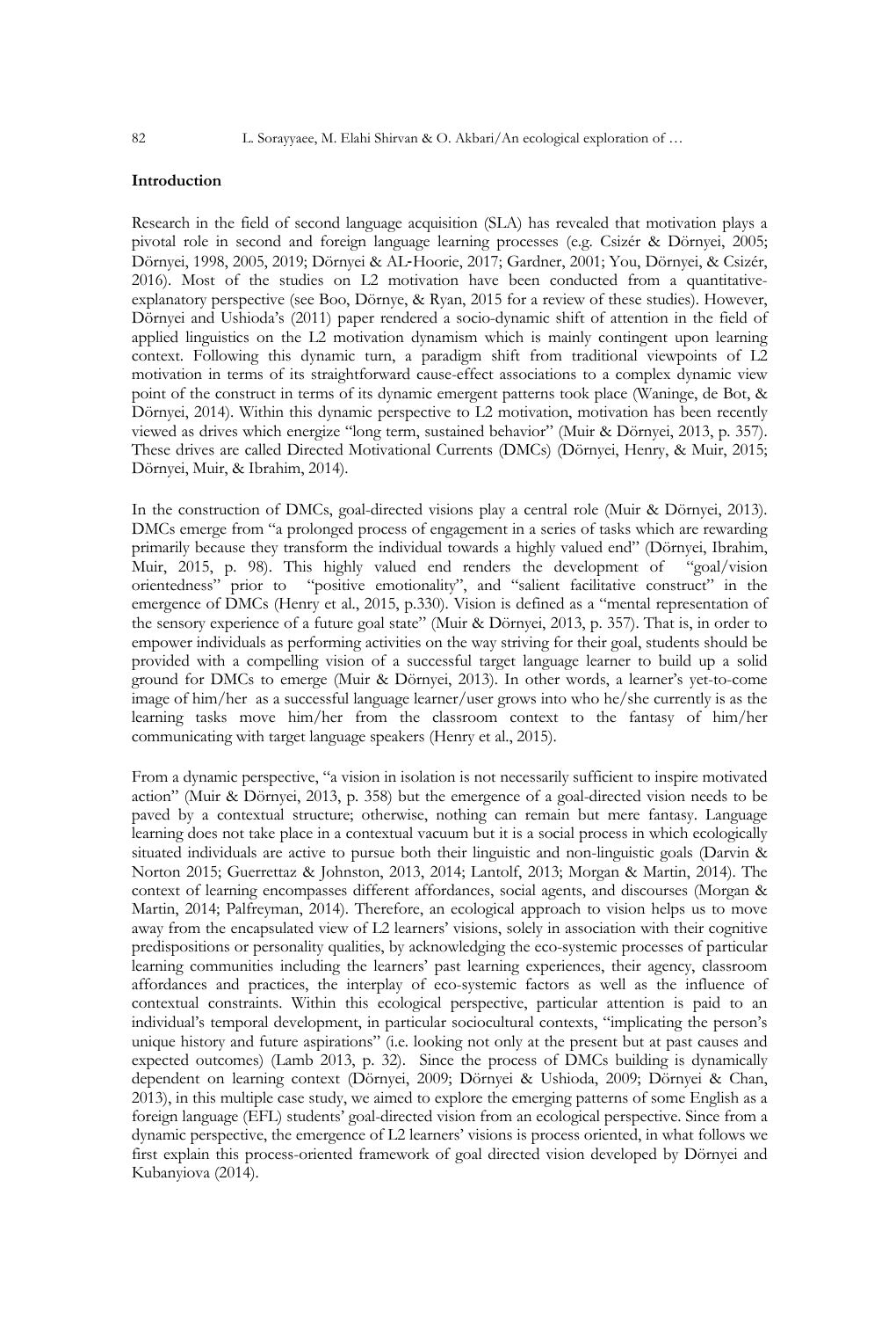**Introduction**

Research in the field of second language acquisition (SLA) has revealed that motivation plays a pivotal role in second and foreign language learning processes (e.g. Csizér & Dörnyei, 2005; Dörnyei, 1998, 2005, 2019; Dörnyei & AL-Hoorie, 2017; Gardner, 2001; You, Dörnyei, & Csizér, 2016). Most of the studies on L2 motivation have been conducted from a quantitative-explanatory perspective (see Boo, Dörnye, & Ryan, 2015 for a review of these studies). However, Dörnyei and Ushioda's (2011) paper rendered a socio-dynamic shift of attention in the field of applied linguistics on the L2 motivation dynamism which is mainly contingent upon learning context. Following this dynamic turn, a paradigm shift from traditional viewpoints of L2 motivation in terms of its straightforward cause-effect associations to a complex dynamic view point of the construct in terms of its dynamic emergent patterns took place (Waninge, de Bot, & Dörnyei, 2014). Within this dynamic perspective to L2 motivation, motivation has been recently viewed as drives which energize "long term, sustained behavior" (Muir & Dörnyei, 2013, p. 357). These drives are called Directed Motivational Currents (DMCs) (Dörnyei, Henry, & Muir, 2015; Dörnyei, Muir, & Ibrahim, 2014).

In the construction of DMCs, goal-directed visions play a central role (Muir & Dörnyei, 2013). DMCs emerge from "a prolonged process of engagement in a series of tasks which are rewarding primarily because they transform the individual towards a highly valued end" (Dörnyei, Ibrahim, Muir, 2015, p. 98). This highly valued end renders the development of "goal/vision orientedness" prior to "positive emotionality", and "salient facilitative construct" in the emergence of DMCs (Henry et al., 2015, p.330). Vision is defined as a "mental representation of the sensory experience of a future goal state" (Muir & Dörnyei, 2013, p. 357). That is, in order to empower individuals as performing activities on the way striving for their goal, students should be provided with a compelling vision of a successful target language learner to build up a solid ground for DMCs to emerge (Muir & Dörnyei, 2013). In other words, a learner's yet-to-come image of him/her as a successful language learner/user grows into who he/she currently is as the learning tasks move him/her from the classroom context to the fantasy of him/her communicating with target language speakers (Henry et al., 2015).

From a dynamic perspective, "a vision in isolation is not necessarily sufficient to inspire motivated action" (Muir & Dörnyei, 2013, p. 358) but the emergence of a goal-directed vision needs to be paved by a contextual structure; otherwise, nothing can remain but mere fantasy. Language learning does not take place in a contextual vacuum but it is a social process in which ecologically situated individuals are active to pursue both their linguistic and non-linguistic goals (Darvin & Norton 2015; Guerrettaz & Johnston, 2013, 2014; Lantolf, 2013; Morgan & Martin, 2014). The context of learning encompasses different affordances, social agents, and discourses (Morgan & Martin, 2014; Palfreyman, 2014). Therefore, an ecological approach to vision helps us to move away from the encapsulated view of L2 learners' visions, solely in association with their cognitive predispositions or personality qualities, by acknowledging the eco-systemic processes of particular learning communities including the learners' past learning experiences, their agency, classroom affordances and practices, the interplay of eco-systemic factors as well as the influence of contextual constraints. Within this ecological perspective, particular attention is paid to an individual's temporal development, in particular sociocultural contexts, "implicating the person's unique history and future aspirations" (i.e. looking not only at the present but at past causes and expected outcomes) (Lamb 2013, p. 32). Since the process of DMCs building is dynamically dependent on learning context (Dörnyei, 2009; Dörnyei & Ushioda, 2009; Dörnyei & Chan, 2013), in this multiple case study, we aimed to explore the emerging patterns of some English as a foreign language (EFL) students' goal-directed vision from an ecological perspective. Since from a dynamic perspective, the emergence of L2 learners' visions is process oriented, in what follows we first explain this process-oriented framework of goal directed vision developed by Dörnyei and Kubanyiova (2014).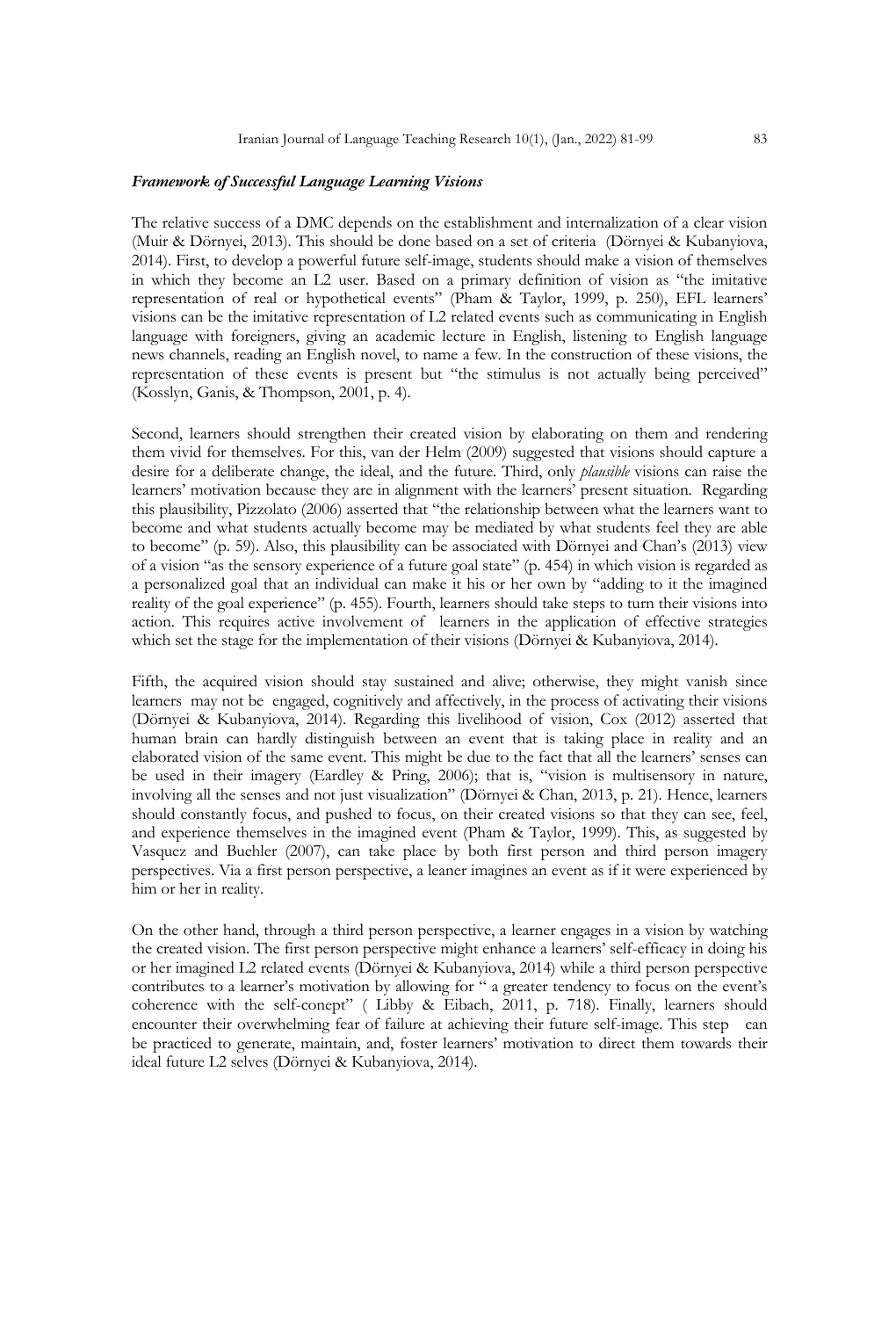### ***Framework of Successful Language Learning Visions***

The relative success of a DMC depends on the establishment and internalization of a clear vision (Muir & Dörnyei, 2013). This should be done based on a set of criteria (Dörnyei & Kubanyiova, 2014). First, to develop a powerful future self-image, students should make a vision of themselves in which they become an L2 user. Based on a primary definition of vision as "the imitative representation of real or hypothetical events" (Pham & Taylor, 1999, p. 250), EFL learners' visions can be the imitative representation of L2 related events such as communicating in English language with foreigners, giving an academic lecture in English, listening to English language news channels, reading an English novel, to name a few. In the construction of these visions, the representation of these events is present but "the stimulus is not actually being perceived" (Kosslyn, Ganis, & Thompson, 2001, p. 4).

Second, learners should strengthen their created vision by elaborating on them and rendering them vivid for themselves. For this, van der Helm (2009) suggested that visions should capture a desire for a deliberate change, the ideal, and the future. Third, only *plausible* visions can raise the learners' motivation because they are in alignment with the learners' present situation. Regarding this plausibility, Pizzolato (2006) asserted that "the relationship between what the learners want to become and what students actually become may be mediated by what students feel they are able to become" (p. 59). Also, this plausibility can be associated with Dörnyei and Chan's (2013) view of a vision "as the sensory experience of a future goal state" (p. 454) in which vision is regarded as a personalized goal that an individual can make it his or her own by "adding to it the imagined reality of the goal experience" (p. 455). Fourth, learners should take steps to turn their visions into action. This requires active involvement of learners in the application of effective strategies which set the stage for the implementation of their visions (Dörnyei & Kubanyiova, 2014).

Fifth, the acquired vision should stay sustained and alive; otherwise, they might vanish since learners may not be engaged, cognitively and affectively, in the process of activating their visions (Dörnyei & Kubanyiova, 2014). Regarding this livelihood of vision, Cox (2012) asserted that human brain can hardly distinguish between an event that is taking place in reality and an elaborated vision of the same event. This might be due to the fact that all the learners' senses can be used in their imagery (Eardley & Pring, 2006); that is, "vision is multisensory in nature, involving all the senses and not just visualization" (Dörnyei & Chan, 2013, p. 21). Hence, learners should constantly focus, and pushed to focus, on their created visions so that they can see, feel, and experience themselves in the imagined event (Pham & Taylor, 1999). This, as suggested by Vasquez and Buehler (2007), can take place by both first person and third person imagery perspectives. Via a first person perspective, a leaner imagines an event as if it were experienced by him or her in reality.

On the other hand, through a third person perspective, a learner engages in a vision by watching the created vision. The first person perspective might enhance a learners' self-efficacy in doing his or her imagined L2 related events (Dörnyei & Kubanyiova, 2014) while a third person perspective contributes to a learner's motivation by allowing for " a greater tendency to focus on the event's coherence with the self-conept" ( Libby & Eibach, 2011, p. 718). Finally, learners should encounter their overwhelming fear of failure at achieving their future self-image. This step can be practiced to generate, maintain, and, foster learners' motivation to direct them towards their ideal future L2 selves (Dörnyei & Kubanyiova, 2014).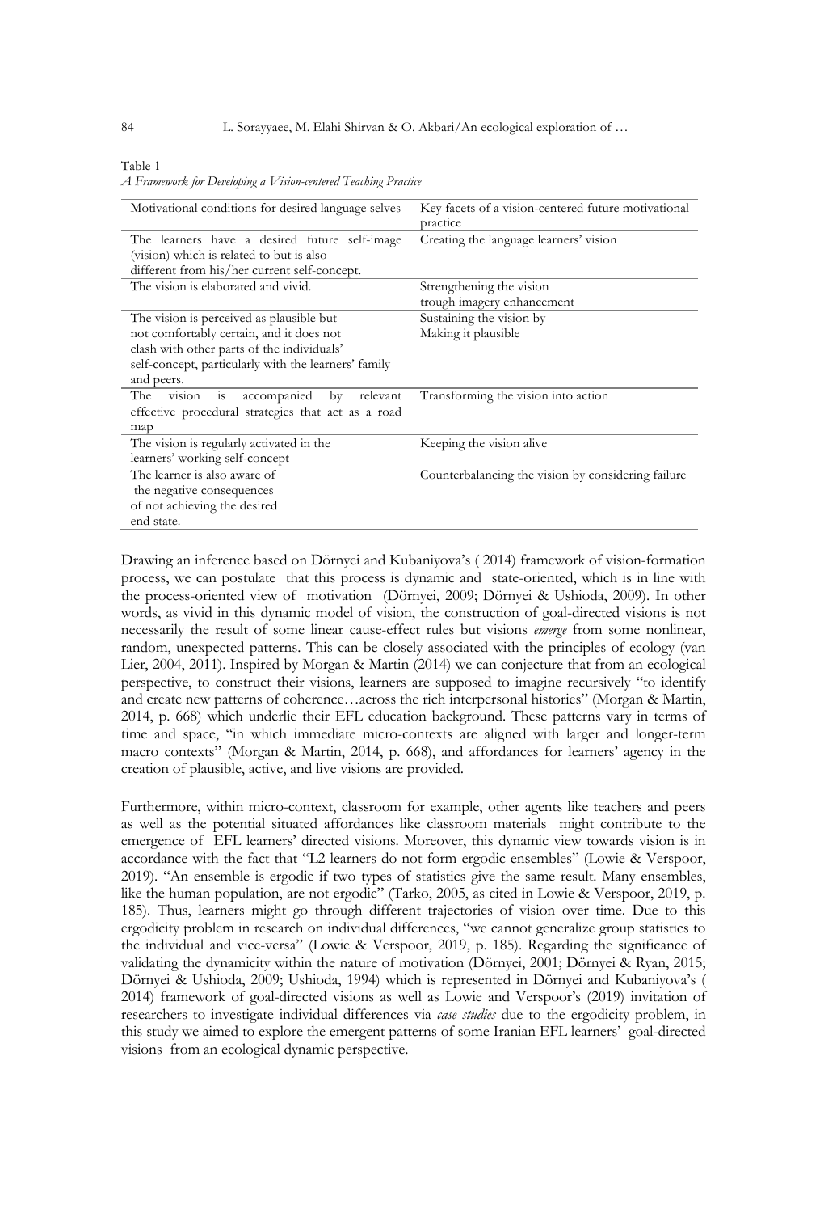Table 1
*A Framework for Developing a Vision-centered Teaching Practice*

| Motivational conditions for desired language selves | Key facets of a vision-centered future motivational practice |
|---|---|
| The learners have a desired future self-image (vision) which is related to but is also different from his/her current self-concept. | Creating the language learners' vision |
| The vision is elaborated and vivid. | Strengthening the vision trough imagery enhancement |
| The vision is perceived as plausible but not comfortably certain, and it does not clash with other parts of the individuals' self-concept, particularly with the learners' family and peers. | Sustaining the vision by Making it plausible |
| The vision is accompanied by relevant effective procedural strategies that act as a road map | Transforming the vision into action |
| The vision is regularly activated in the learners' working self-concept | Keeping the vision alive |
| The learner is also aware of the negative consequences of not achieving the desired end state. | Counterbalancing the vision by considering failure |

Drawing an inference based on Dörnyei and Kubaniyova's ( 2014) framework of vision-formation process, we can postulate that this process is dynamic and state-oriented, which is in line with the process-oriented view of motivation (Dörnyei, 2009; Dörnyei & Ushioda, 2009). In other words, as vivid in this dynamic model of vision, the construction of goal-directed visions is not necessarily the result of some linear cause-effect rules but visions *emerge* from some nonlinear, random, unexpected patterns. This can be closely associated with the principles of ecology (van Lier, 2004, 2011). Inspired by Morgan & Martin (2014) we can conjecture that from an ecological perspective, to construct their visions, learners are supposed to imagine recursively "to identify and create new patterns of coherence…across the rich interpersonal histories" (Morgan & Martin, 2014, p. 668) which underlie their EFL education background. These patterns vary in terms of time and space, "in which immediate micro-contexts are aligned with larger and longer-term macro contexts" (Morgan & Martin, 2014, p. 668), and affordances for learners' agency in the creation of plausible, active, and live visions are provided.

Furthermore, within micro-context, classroom for example, other agents like teachers and peers as well as the potential situated affordances like classroom materials might contribute to the emergence of EFL learners' directed visions. Moreover, this dynamic view towards vision is in accordance with the fact that "L2 learners do not form ergodic ensembles" (Lowie & Verspoor, 2019). "An ensemble is ergodic if two types of statistics give the same result. Many ensembles, like the human population, are not ergodic" (Tarko, 2005, as cited in Lowie & Verspoor, 2019, p. 185). Thus, learners might go through different trajectories of vision over time. Due to this ergodicity problem in research on individual differences, "we cannot generalize group statistics to the individual and vice-versa" (Lowie & Verspoor, 2019, p. 185). Regarding the significance of validating the dynamicity within the nature of motivation (Dörnyei, 2001; Dörnyei & Ryan, 2015; Dörnyei & Ushioda, 2009; Ushioda, 1994) which is represented in Dörnyei and Kubaniyova's ( 2014) framework of goal-directed visions as well as Lowie and Verspoor's (2019) invitation of researchers to investigate individual differences via *case studies* due to the ergodicity problem, in this study we aimed to explore the emergent patterns of some Iranian EFL learners' goal-directed visions from an ecological dynamic perspective.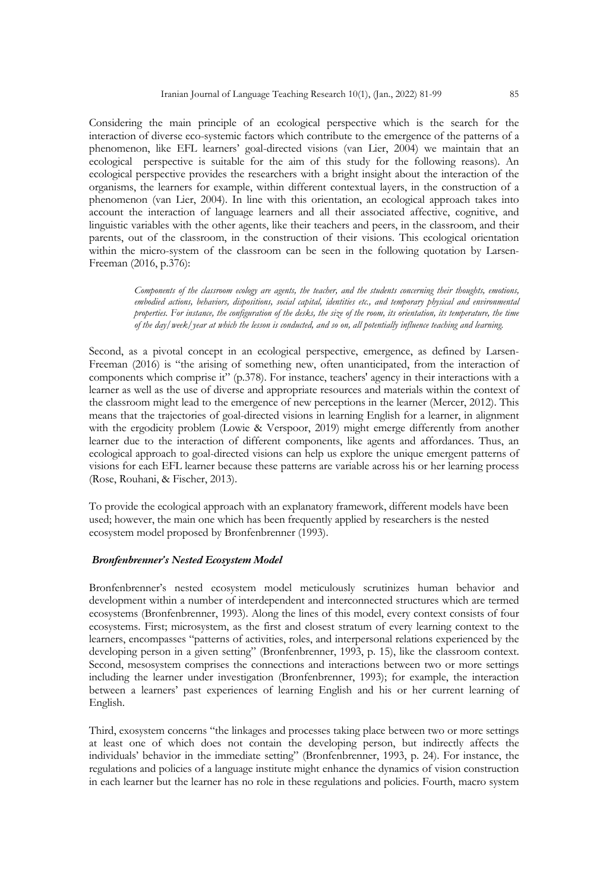Considering the main principle of an ecological perspective which is the search for the interaction of diverse eco-systemic factors which contribute to the emergence of the patterns of a phenomenon, like EFL learners' goal-directed visions (van Lier, 2004) we maintain that an ecological perspective is suitable for the aim of this study for the following reasons). An ecological perspective provides the researchers with a bright insight about the interaction of the organisms, the learners for example, within different contextual layers, in the construction of a phenomenon (van Lier, 2004). In line with this orientation, an ecological approach takes into account the interaction of language learners and all their associated affective, cognitive, and linguistic variables with the other agents, like their teachers and peers, in the classroom, and their parents, out of the classroom, in the construction of their visions. This ecological orientation within the micro-system of the classroom can be seen in the following quotation by Larsen-Freeman (2016, p.376):

> *Components of the classroom ecology are agents, the teacher, and the students concerning their thoughts, emotions, embodied actions, behaviors, dispositions, social capital, identities etc., and temporary physical and environmental properties. For instance, the configuration of the desks, the size of the room, its orientation, its temperature, the time of the day/week/year at which the lesson is conducted, and so on, all potentially influence teaching and learning.*

Second, as a pivotal concept in an ecological perspective, emergence, as defined by Larsen-Freeman (2016) is "the arising of something new, often unanticipated, from the interaction of components which comprise it" (p.378). For instance, teachers' agency in their interactions with a learner as well as the use of diverse and appropriate resources and materials within the context of the classroom might lead to the emergence of new perceptions in the learner (Mercer, 2012). This means that the trajectories of goal-directed visions in learning English for a learner, in alignment with the ergodicity problem (Lowie & Verspoor, 2019) might emerge differently from another learner due to the interaction of different components, like agents and affordances. Thus, an ecological approach to goal-directed visions can help us explore the unique emergent patterns of visions for each EFL learner because these patterns are variable across his or her learning process (Rose, Rouhani, & Fischer, 2013).

To provide the ecological approach with an explanatory framework, different models have been used; however, the main one which has been frequently applied by researchers is the nested ecosystem model proposed by Bronfenbrenner (1993).

### *Bronfenbrenner's Nested Ecosystem Model*

Bronfenbrenner's nested ecosystem model meticulously scrutinizes human behavior and development within a number of interdependent and interconnected structures which are termed ecosystems (Bronfenbrenner, 1993). Along the lines of this model, every context consists of four ecosystems. First; microsystem, as the first and closest stratum of every learning context to the learners, encompasses "patterns of activities, roles, and interpersonal relations experienced by the developing person in a given setting" (Bronfenbrenner, 1993, p. 15), like the classroom context. Second, mesosystem comprises the connections and interactions between two or more settings including the learner under investigation (Bronfenbrenner, 1993); for example, the interaction between a learners' past experiences of learning English and his or her current learning of English.

Third, exosystem concerns "the linkages and processes taking place between two or more settings at least one of which does not contain the developing person, but indirectly affects the individuals' behavior in the immediate setting" (Bronfenbrenner, 1993, p. 24). For instance, the regulations and policies of a language institute might enhance the dynamics of vision construction in each learner but the learner has no role in these regulations and policies. Fourth, macro system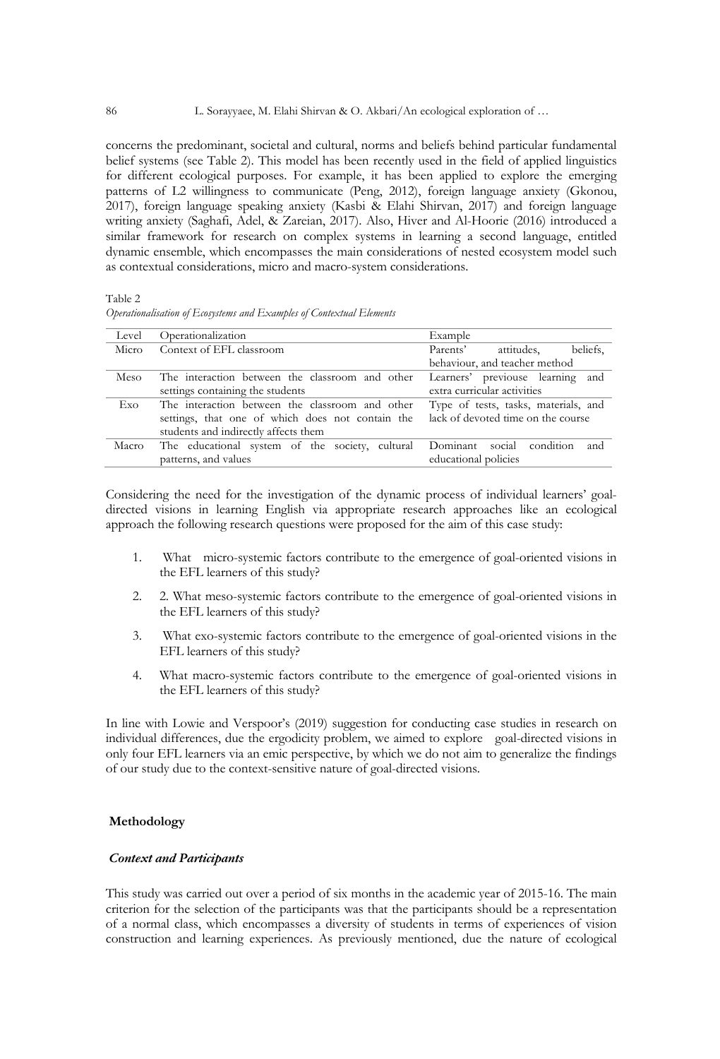concerns the predominant, societal and cultural, norms and beliefs behind particular fundamental belief systems (see Table 2). This model has been recently used in the field of applied linguistics for different ecological purposes. For example, it has been applied to explore the emerging patterns of L2 willingness to communicate (Peng, 2012), foreign language anxiety (Gkonou, 2017), foreign language speaking anxiety (Kasbi & Elahi Shirvan, 2017) and foreign language writing anxiety (Saghafi, Adel, & Zareian, 2017). Also, Hiver and Al-Hoorie (2016) introduced a similar framework for research on complex systems in learning a second language, entitled dynamic ensemble, which encompasses the main considerations of nested ecosystem model such as contextual considerations, micro and macro-system considerations.

Table 2
*Operationalisation of Ecosystems and Examples of Contextual Elements*

| Level | Operationalization | Example |
|---|---|---|
| Micro | Context of EFL classroom | Parents' attitudes, beliefs, behaviour, and teacher method |
| Meso | The interaction between the classroom and other settings containing the students | Learners' previouse learning and extra curricular activities |
| Exo | The interaction between the classroom and other settings, that one of which does not contain the students and indirectly affects them | Type of tests, tasks, materials, and lack of devoted time on the course |
| Macro | The educational system of the society, cultural patterns, and values | Dominant social condition and educational policies |

Considering the need for the investigation of the dynamic process of individual learners' goal-directed visions in learning English via appropriate research approaches like an ecological approach the following research questions were proposed for the aim of this case study:

1. What micro-systemic factors contribute to the emergence of goal-oriented visions in the EFL learners of this study?
2. 2. What meso-systemic factors contribute to the emergence of goal-oriented visions in the EFL learners of this study?
3. What exo-systemic factors contribute to the emergence of goal-oriented visions in the EFL learners of this study?
4. What macro-systemic factors contribute to the emergence of goal-oriented visions in the EFL learners of this study?

In line with Lowie and Verspoor's (2019) suggestion for conducting case studies in research on individual differences, due the ergodicity problem, we aimed to explore goal-directed visions in only four EFL learners via an emic perspective, by which we do not aim to generalize the findings of our study due to the context-sensitive nature of goal-directed visions.

## Methodology

### *Context and Participants*

This study was carried out over a period of six months in the academic year of 2015-16. The main criterion for the selection of the participants was that the participants should be a representation of a normal class, which encompasses a diversity of students in terms of experiences of vision construction and learning experiences. As previously mentioned, due the nature of ecological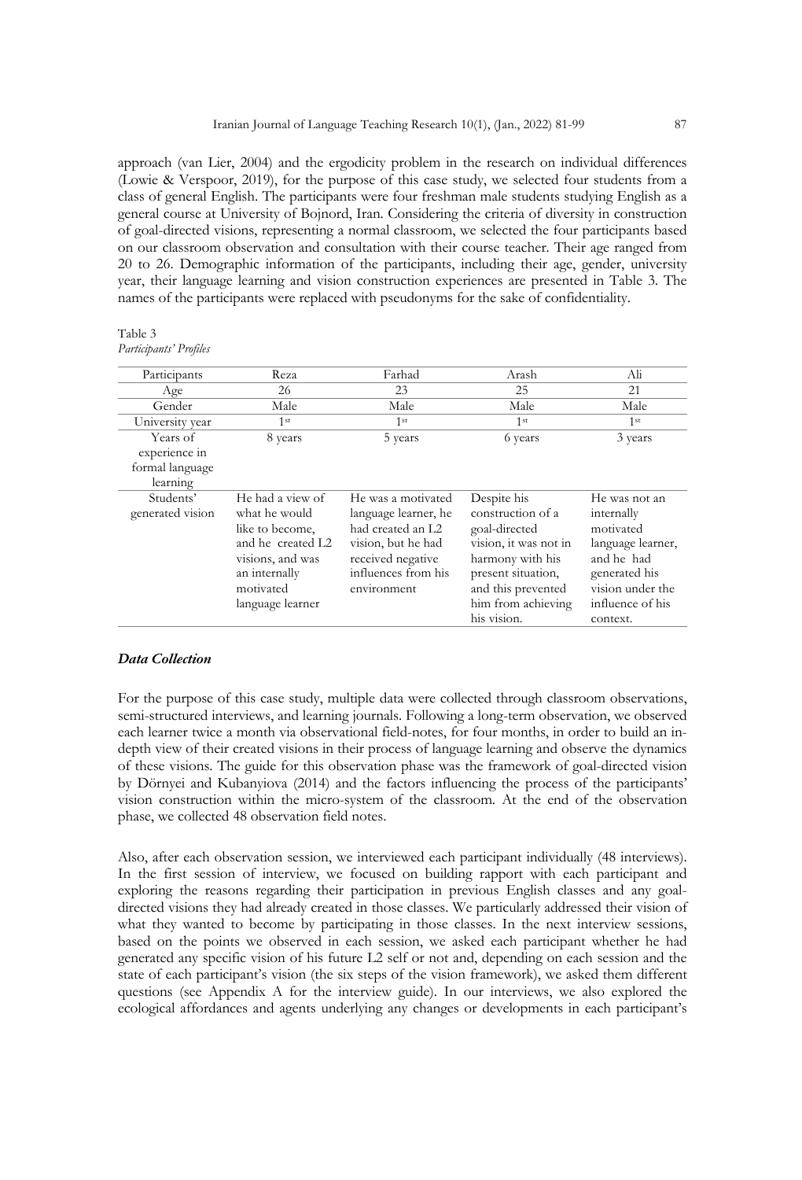approach (van Lier, 2004) and the ergodicity problem in the research on individual differences (Lowie & Verspoor, 2019), for the purpose of this case study, we selected four students from a class of general English. The participants were four freshman male students studying English as a general course at University of Bojnord, Iran. Considering the criteria of diversity in construction of goal-directed visions, representing a normal classroom, we selected the four participants based on our classroom observation and consultation with their course teacher. Their age ranged from 20 to 26. Demographic information of the participants, including their age, gender, university year, their language learning and vision construction experiences are presented in Table 3. The names of the participants were replaced with pseudonyms for the sake of confidentiality.

Table 3
*Participants' Profiles*

| Participants | Reza | Farhad | Arash | Ali |
|---|---|---|---|---|
| Age | 26 | 23 | 25 | 21 |
| Gender | Male | Male | Male | Male |
| University year | 1st | 1st | 1st | 1st |
| Years of experience in formal language learning | 8 years | 5 years | 6 years | 3 years |
| Students' generated vision | He had a view of what he would like to become, and he created L2 visions, and was an internally motivated language learner | He was a motivated language learner, he had created an L2 vision, but he had received negative influences from his environment | Despite his construction of a goal-directed vision, it was not in harmony with his present situation, and this prevented him from achieving his vision. | He was not an internally motivated language learner, and he had generated his vision under the influence of his context. |

### *Data Collection*

For the purpose of this case study, multiple data were collected through classroom observations, semi-structured interviews, and learning journals. Following a long-term observation, we observed each learner twice a month via observational field-notes, for four months, in order to build an in-depth view of their created visions in their process of language learning and observe the dynamics of these visions. The guide for this observation phase was the framework of goal-directed vision by Dörnyei and Kubanyiova (2014) and the factors influencing the process of the participants' vision construction within the micro-system of the classroom. At the end of the observation phase, we collected 48 observation field notes.

Also, after each observation session, we interviewed each participant individually (48 interviews). In the first session of interview, we focused on building rapport with each participant and exploring the reasons regarding their participation in previous English classes and any goal-directed visions they had already created in those classes. We particularly addressed their vision of what they wanted to become by participating in those classes. In the next interview sessions, based on the points we observed in each session, we asked each participant whether he had generated any specific vision of his future L2 self or not and, depending on each session and the state of each participant's vision (the six steps of the vision framework), we asked them different questions (see Appendix A for the interview guide). In our interviews, we also explored the ecological affordances and agents underlying any changes or developments in each participant's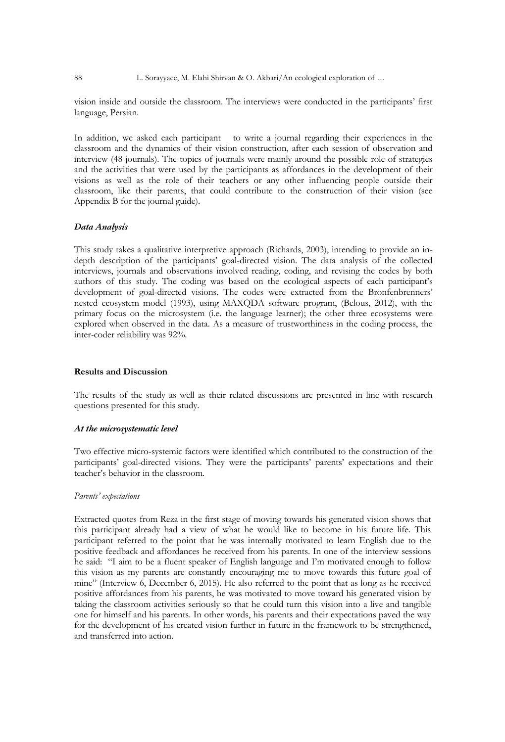vision inside and outside the classroom. The interviews were conducted in the participants' first language, Persian.

In addition, we asked each participant to write a journal regarding their experiences in the classroom and the dynamics of their vision construction, after each session of observation and interview (48 journals). The topics of journals were mainly around the possible role of strategies and the activities that were used by the participants as affordances in the development of their visions as well as the role of their teachers or any other influencing people outside their classroom, like their parents, that could contribute to the construction of their vision (see Appendix B for the journal guide).

### *Data Analysis*

This study takes a qualitative interpretive approach (Richards, 2003), intending to provide an in-depth description of the participants' goal-directed vision. The data analysis of the collected interviews, journals and observations involved reading, coding, and revising the codes by both authors of this study. The coding was based on the ecological aspects of each participant's development of goal-directed visions. The codes were extracted from the Bronfenbrenners' nested ecosystem model (1993), using MAXQDA software program, (Belous, 2012), with the primary focus on the microsystem (i.e. the language learner); the other three ecosystems were explored when observed in the data. As a measure of trustworthiness in the coding process, the inter-coder reliability was 92%.

## **Results and Discussion**

The results of the study as well as their related discussions are presented in line with research questions presented for this study.

### *At the microsystematic level*

Two effective micro-systemic factors were identified which contributed to the construction of the participants' goal-directed visions. They were the participants' parents' expectations and their teacher's behavior in the classroom.

#### *Parents' expectations*

Extracted quotes from Reza in the first stage of moving towards his generated vision shows that this participant already had a view of what he would like to become in his future life. This participant referred to the point that he was internally motivated to learn English due to the positive feedback and affordances he received from his parents. In one of the interview sessions he said: "I aim to be a fluent speaker of English language and I'm motivated enough to follow this vision as my parents are constantly encouraging me to move towards this future goal of mine" (Interview 6, December 6, 2015). He also referred to the point that as long as he received positive affordances from his parents, he was motivated to move toward his generated vision by taking the classroom activities seriously so that he could turn this vision into a live and tangible one for himself and his parents. In other words, his parents and their expectations paved the way for the development of his created vision further in future in the framework to be strengthened, and transferred into action.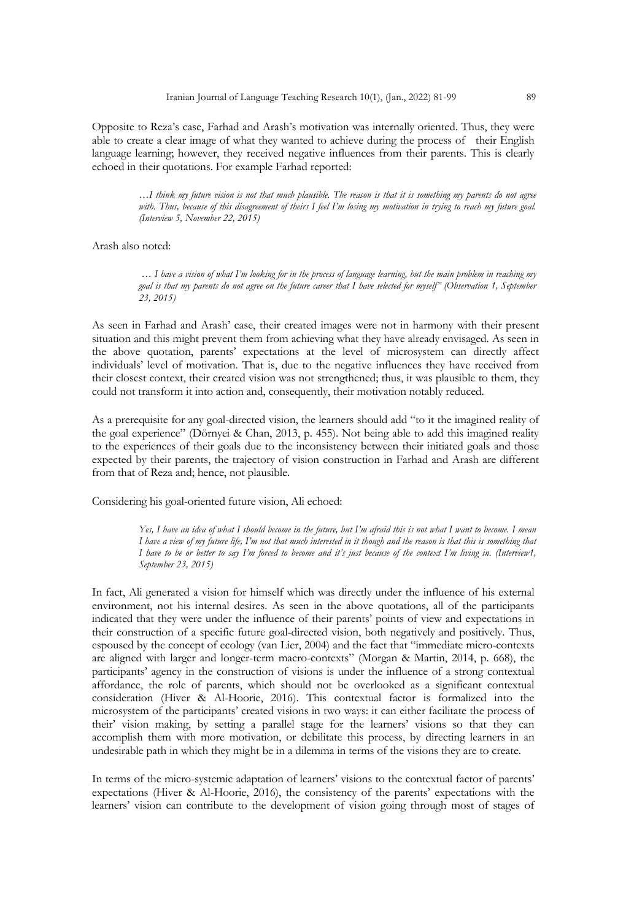Opposite to Reza's case, Farhad and Arash's motivation was internally oriented. Thus, they were able to create a clear image of what they wanted to achieve during the process of their English language learning; however, they received negative influences from their parents. This is clearly echoed in their quotations. For example Farhad reported:

> *…I think my future vision is not that much plausible. The reason is that it is something my parents do not agree with. Thus, because of this disagreement of theirs I feel I'm losing my motivation in trying to reach my future goal. (Interview 5, November 22, 2015)*

Arash also noted:

> *… I have a vision of what I'm looking for in the process of language learning, but the main problem in reaching my goal is that my parents do not agree on the future career that I have selected for myself" (Observation 1, September 23, 2015)*

As seen in Farhad and Arash' case, their created images were not in harmony with their present situation and this might prevent them from achieving what they have already envisaged. As seen in the above quotation, parents' expectations at the level of microsystem can directly affect individuals' level of motivation. That is, due to the negative influences they have received from their closest context, their created vision was not strengthened; thus, it was plausible to them, they could not transform it into action and, consequently, their motivation notably reduced.

As a prerequisite for any goal-directed vision, the learners should add "to it the imagined reality of the goal experience" (Dörnyei & Chan, 2013, p. 455). Not being able to add this imagined reality to the experiences of their goals due to the inconsistency between their initiated goals and those expected by their parents, the trajectory of vision construction in Farhad and Arash are different from that of Reza and; hence, not plausible.

Considering his goal-oriented future vision, Ali echoed:

> *Yes, I have an idea of what I should become in the future, but I'm afraid this is not what I want to become. I mean I have a view of my future life, I'm not that much interested in it though and the reason is that this is something that I have to be or better to say I'm forced to become and it's just because of the context I'm living in. (Interview1, September 23, 2015)*

In fact, Ali generated a vision for himself which was directly under the influence of his external environment, not his internal desires. As seen in the above quotations, all of the participants indicated that they were under the influence of their parents' points of view and expectations in their construction of a specific future goal-directed vision, both negatively and positively. Thus, espoused by the concept of ecology (van Lier, 2004) and the fact that "immediate micro-contexts are aligned with larger and longer-term macro-contexts" (Morgan & Martin, 2014, p. 668), the participants' agency in the construction of visions is under the influence of a strong contextual affordance, the role of parents, which should not be overlooked as a significant contextual consideration (Hiver & Al-Hoorie, 2016). This contextual factor is formalized into the microsystem of the participants' created visions in two ways: it can either facilitate the process of their' vision making, by setting a parallel stage for the learners' visions so that they can accomplish them with more motivation, or debilitate this process, by directing learners in an undesirable path in which they might be in a dilemma in terms of the visions they are to create.

In terms of the micro-systemic adaptation of learners' visions to the contextual factor of parents' expectations (Hiver & Al-Hoorie, 2016), the consistency of the parents' expectations with the learners' vision can contribute to the development of vision going through most of stages of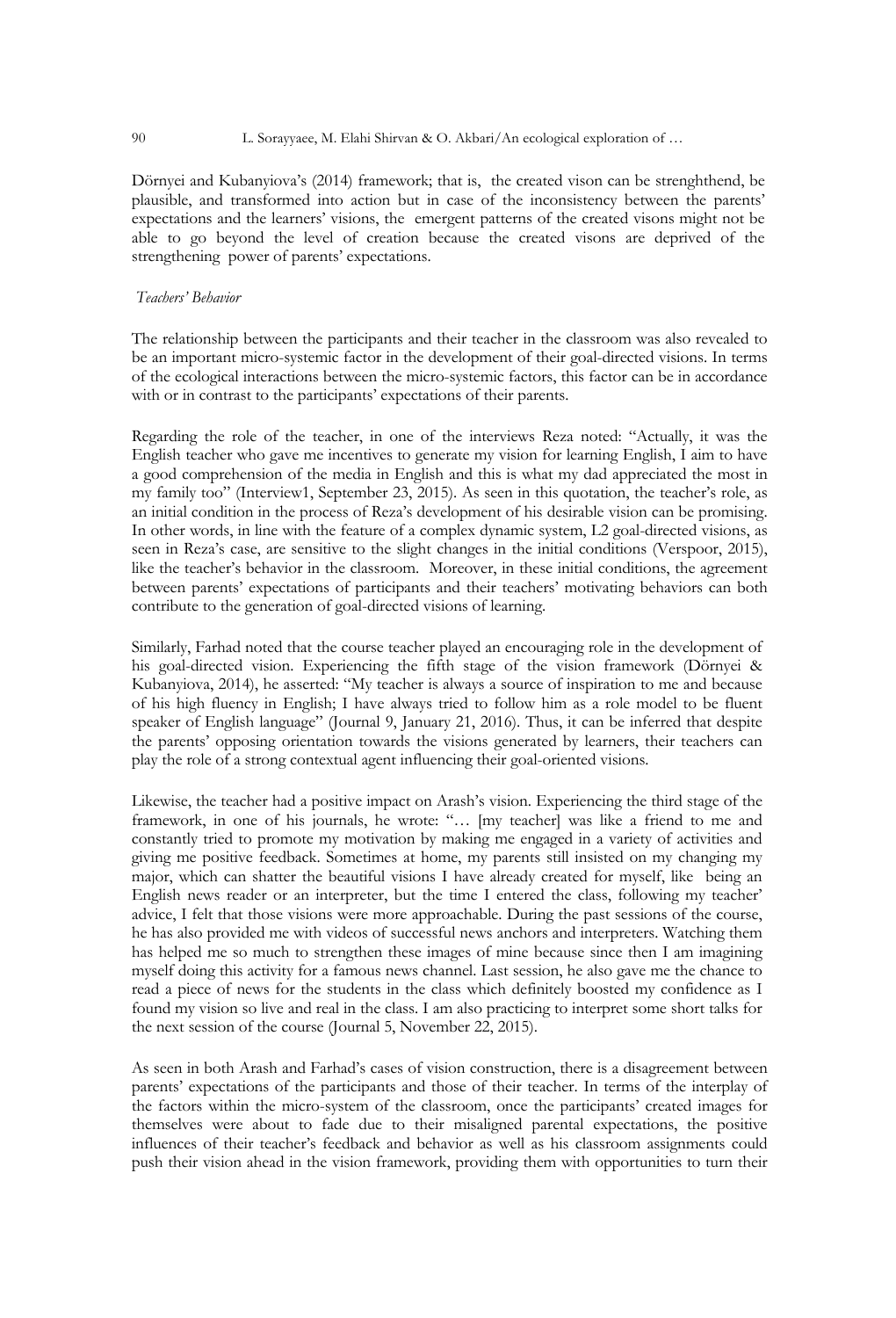Dörnyei and Kubanyiova's (2014) framework; that is, the created vison can be strenghthend, be plausible, and transformed into action but in case of the inconsistency between the parents' expectations and the learners' visions, the emergent patterns of the created visons might not be able to go beyond the level of creation because the created visons are deprived of the strengthening power of parents' expectations.

*Teachers' Behavior*

The relationship between the participants and their teacher in the classroom was also revealed to be an important micro-systemic factor in the development of their goal-directed visions. In terms of the ecological interactions between the micro-systemic factors, this factor can be in accordance with or in contrast to the participants' expectations of their parents.

Regarding the role of the teacher, in one of the interviews Reza noted: "Actually, it was the English teacher who gave me incentives to generate my vision for learning English, I aim to have a good comprehension of the media in English and this is what my dad appreciated the most in my family too" (Interview1, September 23, 2015). As seen in this quotation, the teacher's role, as an initial condition in the process of Reza's development of his desirable vision can be promising. In other words, in line with the feature of a complex dynamic system, L2 goal-directed visions, as seen in Reza's case, are sensitive to the slight changes in the initial conditions (Verspoor, 2015), like the teacher's behavior in the classroom. Moreover, in these initial conditions, the agreement between parents' expectations of participants and their teachers' motivating behaviors can both contribute to the generation of goal-directed visions of learning.

Similarly, Farhad noted that the course teacher played an encouraging role in the development of his goal-directed vision. Experiencing the fifth stage of the vision framework (Dörnyei & Kubanyiova, 2014), he asserted: "My teacher is always a source of inspiration to me and because of his high fluency in English; I have always tried to follow him as a role model to be fluent speaker of English language" (Journal 9, January 21, 2016). Thus, it can be inferred that despite the parents' opposing orientation towards the visions generated by learners, their teachers can play the role of a strong contextual agent influencing their goal-oriented visions.

Likewise, the teacher had a positive impact on Arash's vision. Experiencing the third stage of the framework, in one of his journals, he wrote: "… [my teacher] was like a friend to me and constantly tried to promote my motivation by making me engaged in a variety of activities and giving me positive feedback. Sometimes at home, my parents still insisted on my changing my major, which can shatter the beautiful visions I have already created for myself, like being an English news reader or an interpreter, but the time I entered the class, following my teacher' advice, I felt that those visions were more approachable. During the past sessions of the course, he has also provided me with videos of successful news anchors and interpreters. Watching them has helped me so much to strengthen these images of mine because since then I am imagining myself doing this activity for a famous news channel. Last session, he also gave me the chance to read a piece of news for the students in the class which definitely boosted my confidence as I found my vision so live and real in the class. I am also practicing to interpret some short talks for the next session of the course (Journal 5, November 22, 2015).

As seen in both Arash and Farhad's cases of vision construction, there is a disagreement between parents' expectations of the participants and those of their teacher. In terms of the interplay of the factors within the micro-system of the classroom, once the participants' created images for themselves were about to fade due to their misaligned parental expectations, the positive influences of their teacher's feedback and behavior as well as his classroom assignments could push their vision ahead in the vision framework, providing them with opportunities to turn their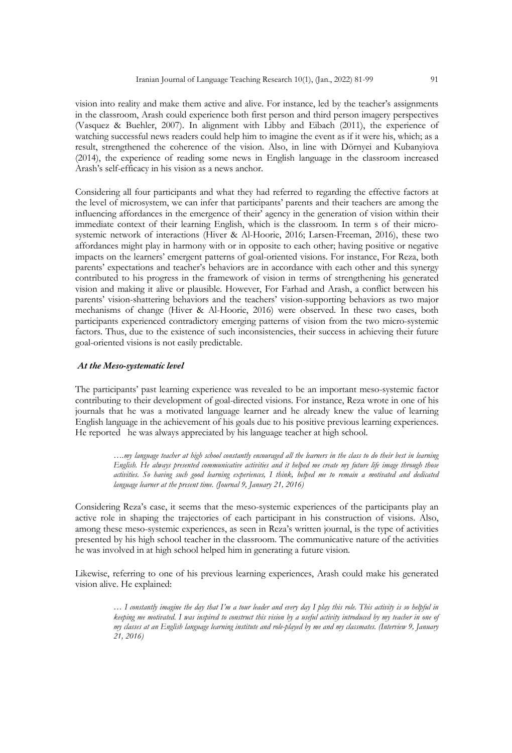vision into reality and make them active and alive. For instance, led by the teacher's assignments in the classroom, Arash could experience both first person and third person imagery perspectives (Vasquez & Buehler, 2007). In alignment with Libby and Eibach (2011), the experience of watching successful news readers could help him to imagine the event as if it were his, which; as a result, strengthened the coherence of the vision. Also, in line with Dörnyei and Kubanyiova (2014), the experience of reading some news in English language in the classroom increased Arash's self-efficacy in his vision as a news anchor.

Considering all four participants and what they had referred to regarding the effective factors at the level of microsystem, we can infer that participants' parents and their teachers are among the influencing affordances in the emergence of their' agency in the generation of vision within their immediate context of their learning English, which is the classroom. In term s of their micro-systemic network of interactions (Hiver & Al-Hoorie, 2016; Larsen-Freeman, 2016), these two affordances might play in harmony with or in opposite to each other; having positive or negative impacts on the learners' emergent patterns of goal-oriented visions. For instance, For Reza, both parents' expectations and teacher's behaviors are in accordance with each other and this synergy contributed to his progress in the framework of vision in terms of strengthening his generated vision and making it alive or plausible. However, For Farhad and Arash, a conflict between his parents' vision-shattering behaviors and the teachers' vision-supporting behaviors as two major mechanisms of change (Hiver & Al-Hoorie, 2016) were observed. In these two cases, both participants experienced contradictory emerging patterns of vision from the two micro-systemic factors. Thus, due to the existence of such inconsistencies, their success in achieving their future goal-oriented visions is not easily predictable.

### *At the Meso-systematic level*

The participants' past learning experience was revealed to be an important meso-systemic factor contributing to their development of goal-directed visions. For instance, Reza wrote in one of his journals that he was a motivated language learner and he already knew the value of learning English language in the achievement of his goals due to his positive previous learning experiences. He reported he was always appreciated by his language teacher at high school.

> *….my language teacher at high school constantly encouraged all the learners in the class to do their best in learning English. He always presented communicative activities and it helped me create my future life image through those activities. So having such good learning experiences, I think, helped me to remain a motivated and dedicated language learner at the present time. (Journal 9, January 21, 2016)*

Considering Reza's case, it seems that the meso-systemic experiences of the participants play an active role in shaping the trajectories of each participant in his construction of visions. Also, among these meso-systemic experiences, as seen in Reza's written journal, is the type of activities presented by his high school teacher in the classroom. The communicative nature of the activities he was involved in at high school helped him in generating a future vision.

Likewise, referring to one of his previous learning experiences, Arash could make his generated vision alive. He explained:

> *… I constantly imagine the day that I'm a tour leader and every day I play this role. This activity is so helpful in keeping me motivated. I was inspired to construct this vision by a useful activity introduced by my teacher in one of my classes at an English language learning institute and role-played by me and my classmates. (Interview 9, January 21, 2016)*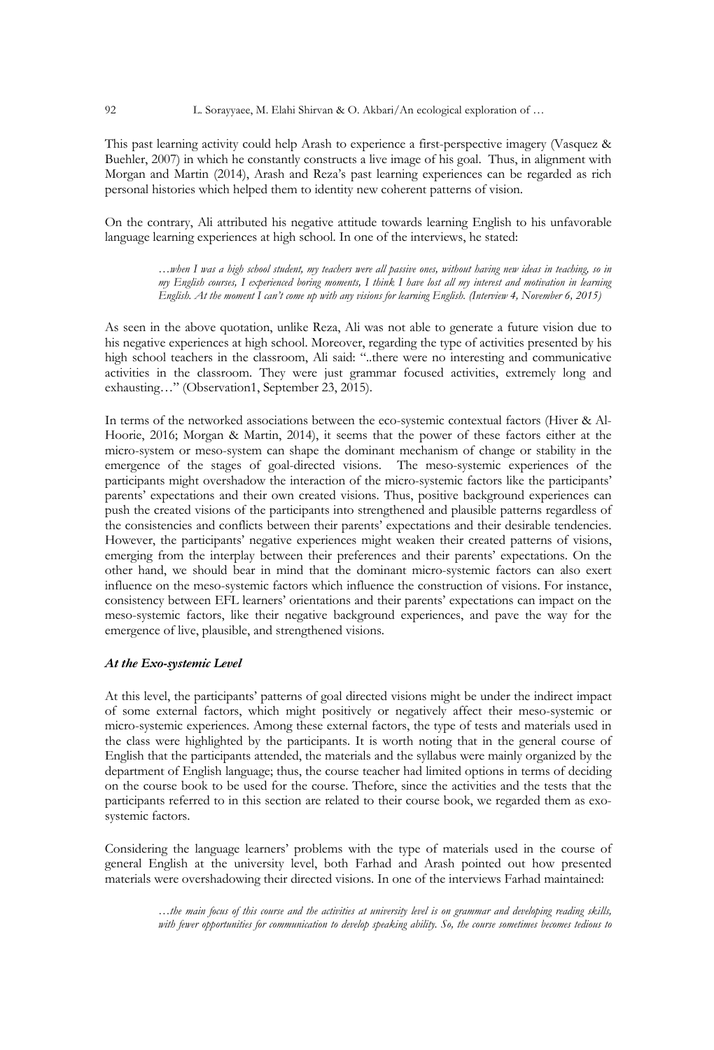This past learning activity could help Arash to experience a first-perspective imagery (Vasquez & Buehler, 2007) in which he constantly constructs a live image of his goal. Thus, in alignment with Morgan and Martin (2014), Arash and Reza's past learning experiences can be regarded as rich personal histories which helped them to identity new coherent patterns of vision.

On the contrary, Ali attributed his negative attitude towards learning English to his unfavorable language learning experiences at high school. In one of the interviews, he stated:

> *…when I was a high school student, my teachers were all passive ones, without having new ideas in teaching, so in my English courses, I experienced boring moments, I think I have lost all my interest and motivation in learning English. At the moment I can't come up with any visions for learning English. (Interview 4, November 6, 2015)*

As seen in the above quotation, unlike Reza, Ali was not able to generate a future vision due to his negative experiences at high school. Moreover, regarding the type of activities presented by his high school teachers in the classroom, Ali said: "..there were no interesting and communicative activities in the classroom. They were just grammar focused activities, extremely long and exhausting…" (Observation1, September 23, 2015).

In terms of the networked associations between the eco-systemic contextual factors (Hiver & Al-Hoorie, 2016; Morgan & Martin, 2014), it seems that the power of these factors either at the micro-system or meso-system can shape the dominant mechanism of change or stability in the emergence of the stages of goal-directed visions. The meso-systemic experiences of the participants might overshadow the interaction of the micro-systemic factors like the participants' parents' expectations and their own created visions. Thus, positive background experiences can push the created visions of the participants into strengthened and plausible patterns regardless of the consistencies and conflicts between their parents' expectations and their desirable tendencies. However, the participants' negative experiences might weaken their created patterns of visions, emerging from the interplay between their preferences and their parents' expectations. On the other hand, we should bear in mind that the dominant micro-systemic factors can also exert influence on the meso-systemic factors which influence the construction of visions. For instance, consistency between EFL learners' orientations and their parents' expectations can impact on the meso-systemic factors, like their negative background experiences, and pave the way for the emergence of live, plausible, and strengthened visions.

### *At the Exo-systemic Level*

At this level, the participants' patterns of goal directed visions might be under the indirect impact of some external factors, which might positively or negatively affect their meso-systemic or micro-systemic experiences. Among these external factors, the type of tests and materials used in the class were highlighted by the participants. It is worth noting that in the general course of English that the participants attended, the materials and the syllabus were mainly organized by the department of English language; thus, the course teacher had limited options in terms of deciding on the course book to be used for the course. Thefore, since the activities and the tests that the participants referred to in this section are related to their course book, we regarded them as exo-systemic factors.

Considering the language learners' problems with the type of materials used in the course of general English at the university level, both Farhad and Arash pointed out how presented materials were overshadowing their directed visions. In one of the interviews Farhad maintained:

> *…the main focus of this course and the activities at university level is on grammar and developing reading skills, with fewer opportunities for communication to develop speaking ability. So, the course sometimes becomes tedious to*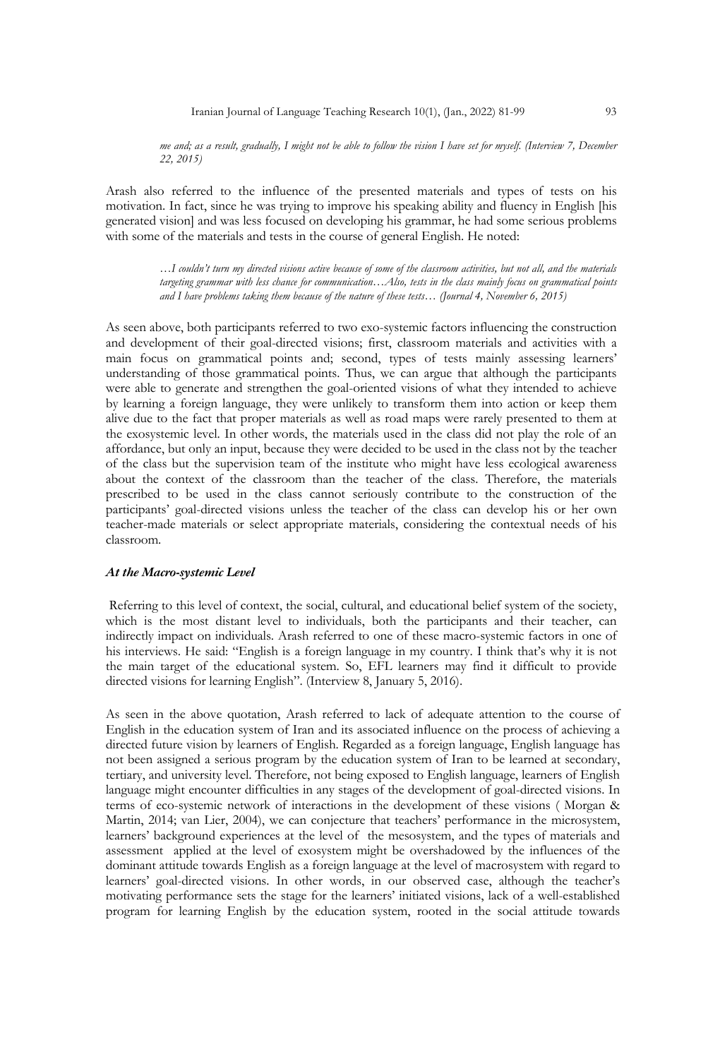*me and; as a result, gradually, I might not be able to follow the vision I have set for myself. (Interview 7, December 22, 2015)*

Arash also referred to the influence of the presented materials and types of tests on his motivation. In fact, since he was trying to improve his speaking ability and fluency in English [his generated vision] and was less focused on developing his grammar, he had some serious problems with some of the materials and tests in the course of general English. He noted:

> *…I couldn't turn my directed visions active because of some of the classroom activities, but not all, and the materials targeting grammar with less chance for communication…Also, tests in the class mainly focus on grammatical points and I have problems taking them because of the nature of these tests… (Journal 4, November 6, 2015)*

As seen above, both participants referred to two exo-systemic factors influencing the construction and development of their goal-directed visions; first, classroom materials and activities with a main focus on grammatical points and; second, types of tests mainly assessing learners' understanding of those grammatical points. Thus, we can argue that although the participants were able to generate and strengthen the goal-oriented visions of what they intended to achieve by learning a foreign language, they were unlikely to transform them into action or keep them alive due to the fact that proper materials as well as road maps were rarely presented to them at the exosystemic level. In other words, the materials used in the class did not play the role of an affordance, but only an input, because they were decided to be used in the class not by the teacher of the class but the supervision team of the institute who might have less ecological awareness about the context of the classroom than the teacher of the class. Therefore, the materials prescribed to be used in the class cannot seriously contribute to the construction of the participants' goal-directed visions unless the teacher of the class can develop his or her own teacher-made materials or select appropriate materials, considering the contextual needs of his classroom.

### *At the Macro-systemic Level*

Referring to this level of context, the social, cultural, and educational belief system of the society, which is the most distant level to individuals, both the participants and their teacher, can indirectly impact on individuals. Arash referred to one of these macro-systemic factors in one of his interviews. He said: "English is a foreign language in my country. I think that's why it is not the main target of the educational system. So, EFL learners may find it difficult to provide directed visions for learning English". (Interview 8, January 5, 2016).

As seen in the above quotation, Arash referred to lack of adequate attention to the course of English in the education system of Iran and its associated influence on the process of achieving a directed future vision by learners of English. Regarded as a foreign language, English language has not been assigned a serious program by the education system of Iran to be learned at secondary, tertiary, and university level. Therefore, not being exposed to English language, learners of English language might encounter difficulties in any stages of the development of goal-directed visions. In terms of eco-systemic network of interactions in the development of these visions ( Morgan & Martin, 2014; van Lier, 2004), we can conjecture that teachers' performance in the microsystem, learners' background experiences at the level of the mesosystem, and the types of materials and assessment applied at the level of exosystem might be overshadowed by the influences of the dominant attitude towards English as a foreign language at the level of macrosystem with regard to learners' goal-directed visions. In other words, in our observed case, although the teacher's motivating performance sets the stage for the learners' initiated visions, lack of a well-established program for learning English by the education system, rooted in the social attitude towards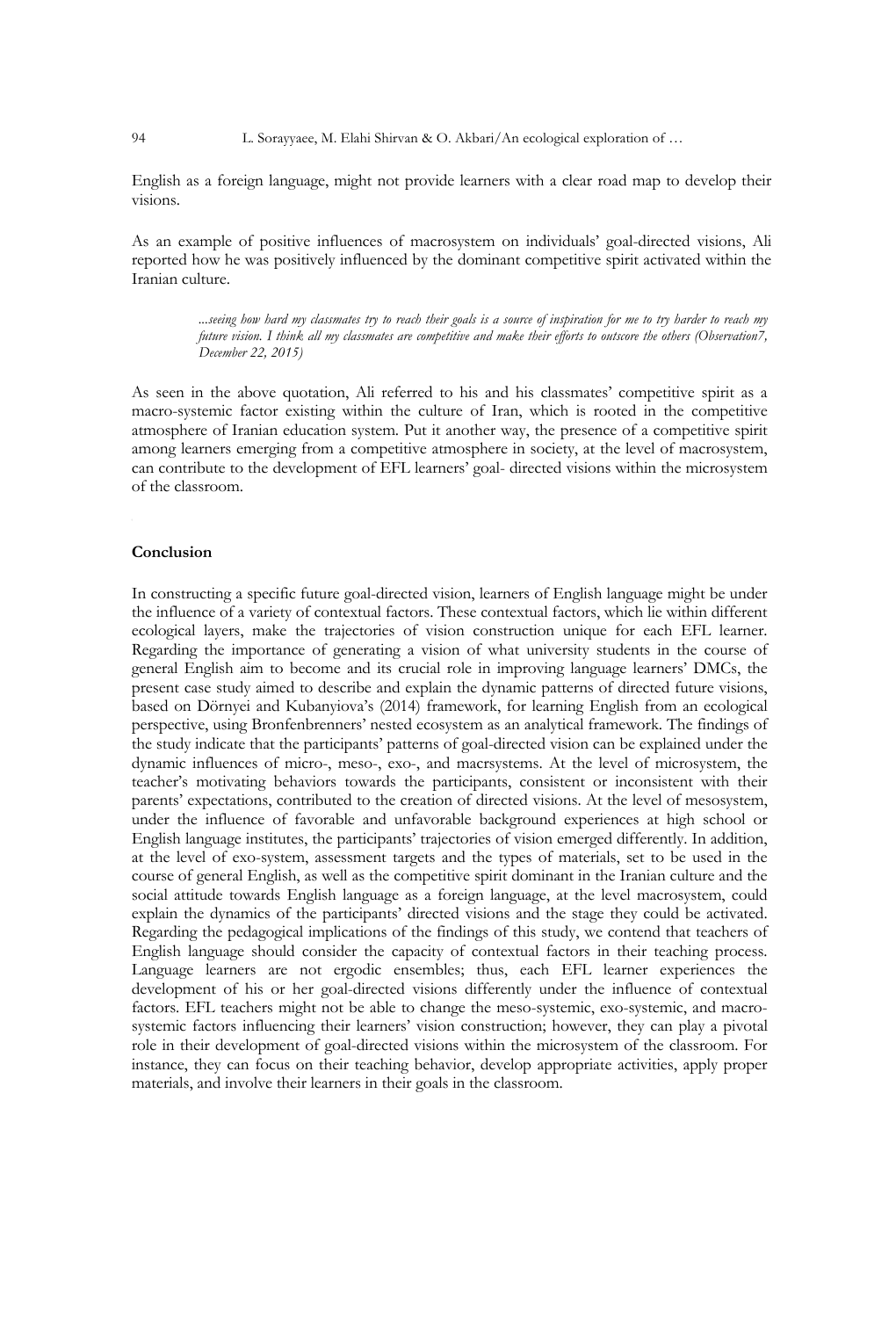English as a foreign language, might not provide learners with a clear road map to develop their visions.

As an example of positive influences of macrosystem on individuals' goal-directed visions, Ali reported how he was positively influenced by the dominant competitive spirit activated within the Iranian culture.

> *...seeing how hard my classmates try to reach their goals is a source of inspiration for me to try harder to reach my future vision. I think all my classmates are competitive and make their efforts to outscore the others (Observation7, December 22, 2015)*

As seen in the above quotation, Ali referred to his and his classmates' competitive spirit as a macro-systemic factor existing within the culture of Iran, which is rooted in the competitive atmosphere of Iranian education system. Put it another way, the presence of a competitive spirit among learners emerging from a competitive atmosphere in society, at the level of macrosystem, can contribute to the development of EFL learners' goal- directed visions within the microsystem of the classroom.

## Conclusion

In constructing a specific future goal-directed vision, learners of English language might be under the influence of a variety of contextual factors. These contextual factors, which lie within different ecological layers, make the trajectories of vision construction unique for each EFL learner. Regarding the importance of generating a vision of what university students in the course of general English aim to become and its crucial role in improving language learners' DMCs, the present case study aimed to describe and explain the dynamic patterns of directed future visions, based on Dörnyei and Kubanyiova's (2014) framework, for learning English from an ecological perspective, using Bronfenbrenners' nested ecosystem as an analytical framework. The findings of the study indicate that the participants' patterns of goal-directed vision can be explained under the dynamic influences of micro-, meso-, exo-, and macrsystems. At the level of microsystem, the teacher's motivating behaviors towards the participants, consistent or inconsistent with their parents' expectations, contributed to the creation of directed visions. At the level of mesosystem, under the influence of favorable and unfavorable background experiences at high school or English language institutes, the participants' trajectories of vision emerged differently. In addition, at the level of exo-system, assessment targets and the types of materials, set to be used in the course of general English, as well as the competitive spirit dominant in the Iranian culture and the social attitude towards English language as a foreign language, at the level macrosystem, could explain the dynamics of the participants' directed visions and the stage they could be activated. Regarding the pedagogical implications of the findings of this study, we contend that teachers of English language should consider the capacity of contextual factors in their teaching process. Language learners are not ergodic ensembles; thus, each EFL learner experiences the development of his or her goal-directed visions differently under the influence of contextual factors. EFL teachers might not be able to change the meso-systemic, exo-systemic, and macro-systemic factors influencing their learners' vision construction; however, they can play a pivotal role in their development of goal-directed visions within the microsystem of the classroom. For instance, they can focus on their teaching behavior, develop appropriate activities, apply proper materials, and involve their learners in their goals in the classroom.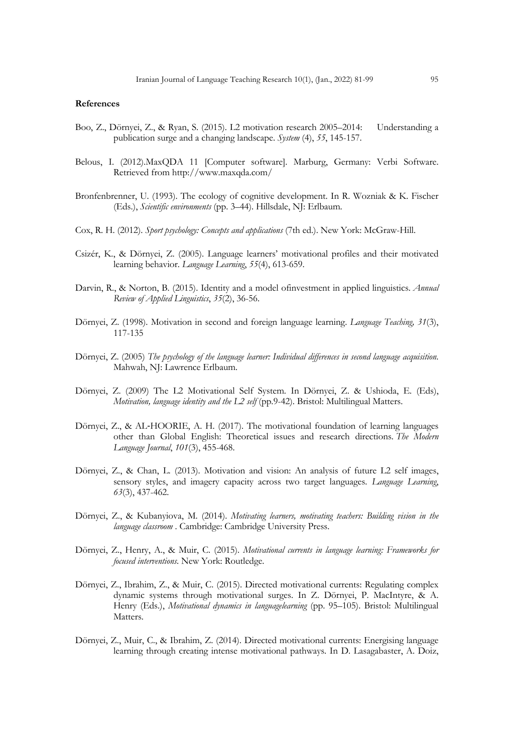**References**

Boo, Z., Dörnyei, Z., & Ryan, S. (2015). L2 motivation research 2005–2014: Understanding a publication surge and a changing landscape. *System* (4), *55*, 145-157.

Belous, I. (2012).MaxQDA 11 [Computer software]. Marburg, Germany: Verbi Software. Retrieved from http://www.maxqda.com/

Bronfenbrenner, U. (1993). The ecology of cognitive development. In R. Wozniak & K. Fischer (Eds.), *Scientific environments* (pp. 3–44). Hillsdale, NJ: Erlbaum.

Cox, R. H. (2012). *Sport psychology: Concepts and applications* (7th ed.). New York: McGraw-Hill.

Csizér, K., & Dörnyei, Z. (2005). Language learners' motivational profiles and their motivated learning behavior. *Language Learning*, *55*(4), 613-659.

Darvin, R., & Norton, B. (2015). Identity and a model ofinvestment in applied linguistics. *Annual Review of Applied Linguistics*, *35*(2), 36-56.

Dörnyei, Z. (1998). Motivation in second and foreign language learning. *Language Teaching, 31*(3), 117-135

Dörnyei, Z. (2005) *The psychology of the language learner: Individual differences in second language acquisition*. Mahwah, NJ: Lawrence Erlbaum.

Dörnyei, Z. (2009) The L2 Motivational Self System. In Dörnyei, Z. & Ushioda, E. (Eds), *Motivation, language identity and the L2 self* (pp.9-42). Bristol: Multilingual Matters.

Dörnyei, Z., & AL-HOORIE, A. H. (2017). The motivational foundation of learning languages other than Global English: Theoretical issues and research directions. *The Modern Language Journal*, *101*(3), 455-468.

Dörnyei, Z., & Chan, L. (2013). Motivation and vision: An analysis of future L2 self images, sensory styles, and imagery capacity across two target languages. *Language Learning*, *63*(3), 437-462.

Dörnyei, Z., & Kubanyiova, M. (2014). *Motivating learners, motivating teachers: Building vision in the language classroom* . Cambridge: Cambridge University Press.

Dörnyei, Z., Henry, A., & Muir, C. (2015). *Motivational currents in language learning: Frameworks for focused interventions*. New York: Routledge.

Dörnyei, Z., Ibrahim, Z., & Muir, C. (2015). Directed motivational currents: Regulating complex dynamic systems through motivational surges. In Z. Dörnyei, P. MacIntyre, & A. Henry (Eds.), *Motivational dynamics in languagelearning* (pp. 95–105). Bristol: Multilingual Matters.

Dörnyei, Z., Muir, C., & Ibrahim, Z. (2014). Directed motivational currents: Energising language learning through creating intense motivational pathways. In D. Lasagabaster, A. Doiz,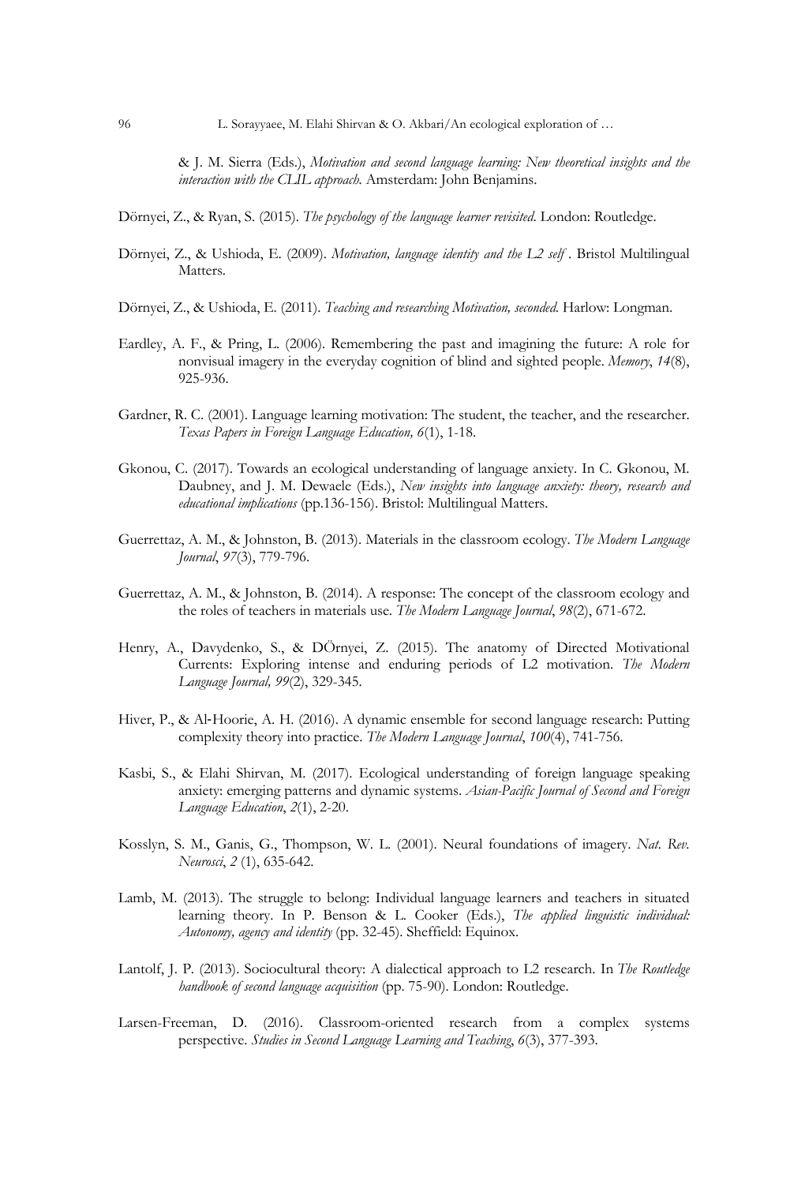& J. M. Sierra (Eds.), *Motivation and second language learning: New theoretical insights and the interaction with the CLIL approach.* Amsterdam: John Benjamins.

Dörnyei, Z., & Ryan, S. (2015). *The psychology of the language learner revisited*. London: Routledge.

Dörnyei, Z., & Ushioda, E. (2009). *Motivation, language identity and the L2 self* . Bristol Multilingual Matters.

Dörnyei, Z., & Ushioda, E. (2011). *Teaching and researching Motivation, seconded.* Harlow: Longman.

Eardley, A. F., & Pring, L. (2006). Remembering the past and imagining the future: A role for nonvisual imagery in the everyday cognition of blind and sighted people. *Memory*, *14*(8), 925-936.

Gardner, R. C. (2001). Language learning motivation: The student, the teacher, and the researcher. *Texas Papers in Foreign Language Education, 6*(1), 1-18.

Gkonou, C. (2017). Towards an ecological understanding of language anxiety. In C. Gkonou, M. Daubney, and J. M. Dewaele (Eds.), *New insights into language anxiety: theory, research and educational implications* (pp.136-156). Bristol: Multilingual Matters.

Guerrettaz, A. M., & Johnston, B. (2013). Materials in the classroom ecology. *The Modern Language Journal*, *97*(3), 779-796.

Guerrettaz, A. M., & Johnston, B. (2014). A response: The concept of the classroom ecology and the roles of teachers in materials use. *The Modern Language Journal*, *98*(2), 671-672.

Henry, A., Davydenko, S., & DÖrnyei, Z. (2015). The anatomy of Directed Motivational Currents: Exploring intense and enduring periods of L2 motivation. *The Modern Language Journal, 99*(2), 329-345.

Hiver, P., & Al-Hoorie, A. H. (2016). A dynamic ensemble for second language research: Putting complexity theory into practice. *The Modern Language Journal*, *100*(4), 741-756.

Kasbi, S., & Elahi Shirvan, M. (2017). Ecological understanding of foreign language speaking anxiety: emerging patterns and dynamic systems. *Asian-Pacific Journal of Second and Foreign Language Education*, *2*(1), 2-20.

Kosslyn, S. M., Ganis, G., Thompson, W. L. (2001). Neural foundations of imagery. *Nat. Rev. Neurosci*, *2* (1), 635-642.

Lamb, M. (2013). The struggle to belong: Individual language learners and teachers in situated learning theory. In P. Benson & L. Cooker (Eds.), *The applied linguistic individual: Autonomy, agency and identity* (pp. 32-45). Sheffield: Equinox.

Lantolf, J. P. (2013). Sociocultural theory: A dialectical approach to L2 research. In *The Routledge handbook of second language acquisition* (pp. 75-90). London: Routledge.

Larsen-Freeman, D. (2016). Classroom-oriented research from a complex systems perspective. *Studies in Second Language Learning and Teaching*, *6*(3), 377-393.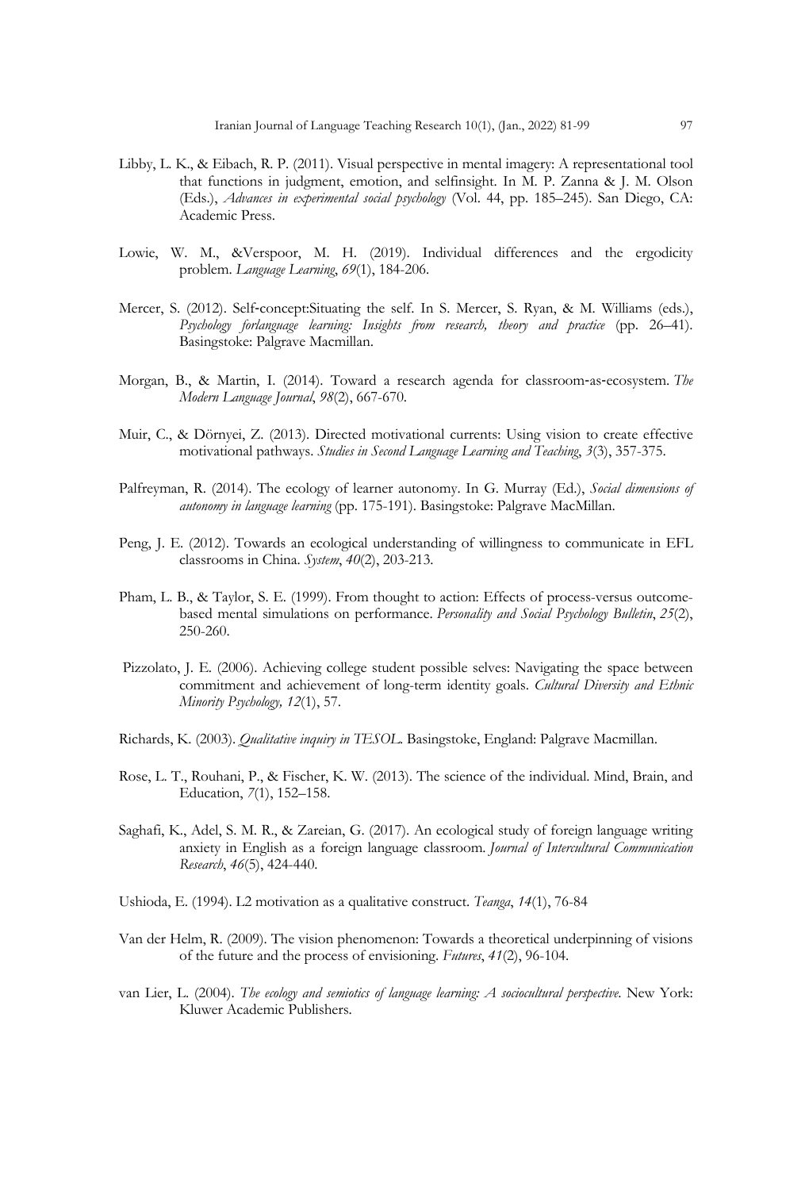Libby, L. K., & Eibach, R. P. (2011). Visual perspective in mental imagery: A representational tool that functions in judgment, emotion, and selfinsight. In M. P. Zanna & J. M. Olson (Eds.), *Advances in experimental social psychology* (Vol. 44, pp. 185–245). San Diego, CA: Academic Press.

Lowie, W. M., &Verspoor, M. H. (2019). Individual differences and the ergodicity problem. *Language Learning*, *69*(1), 184-206.

Mercer, S. (2012). Self-concept:Situating the self. In S. Mercer, S. Ryan, & M. Williams (eds.), *Psychology forlanguage learning: Insights from research, theory and practice* (pp. 26–41). Basingstoke: Palgrave Macmillan.

Morgan, B., & Martin, I. (2014). Toward a research agenda for classroom‐as‐ecosystem. *The Modern Language Journal*, *98*(2), 667-670.

Muir, C., & Dörnyei, Z. (2013). Directed motivational currents: Using vision to create effective motivational pathways. *Studies in Second Language Learning and Teaching*, *3*(3), 357-375.

Palfreyman, R. (2014). The ecology of learner autonomy. In G. Murray (Ed.), *Social dimensions of autonomy in language learning* (pp. 175-191). Basingstoke: Palgrave MacMillan.

Peng, J. E. (2012). Towards an ecological understanding of willingness to communicate in EFL classrooms in China. *System*, *40*(2), 203-213.

Pham, L. B., & Taylor, S. E. (1999). From thought to action: Effects of process-versus outcome-based mental simulations on performance. *Personality and Social Psychology Bulletin*, *25*(2), 250-260.

Pizzolato, J. E. (2006). Achieving college student possible selves: Navigating the space between commitment and achievement of long-term identity goals. *Cultural Diversity and Ethnic Minority Psychology, 12*(1), 57.

Richards, K. (2003). *Qualitative inquiry in TESOL*. Basingstoke, England: Palgrave Macmillan.

Rose, L. T., Rouhani, P., & Fischer, K. W. (2013). The science of the individual. Mind, Brain, and Education, *7*(1), 152–158.

Saghafi, K., Adel, S. M. R., & Zareian, G. (2017). An ecological study of foreign language writing anxiety in English as a foreign language classroom. *Journal of Intercultural Communication Research*, *46*(5), 424-440.

Ushioda, E. (1994). L2 motivation as a qualitative construct. *Teanga*, *14*(1), 76-84

Van der Helm, R. (2009). The vision phenomenon: Towards a theoretical underpinning of visions of the future and the process of envisioning. *Futures*, *41*(2), 96-104.

van Lier, L. (2004). *The ecology and semiotics of language learning: A sociocultural perspective*. New York: Kluwer Academic Publishers.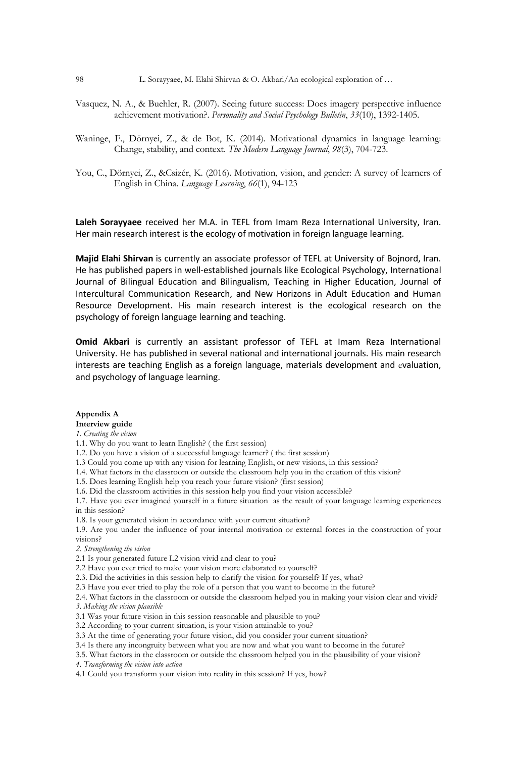Vasquez, N. A., & Buehler, R. (2007). Seeing future success: Does imagery perspective influence achievement motivation?. *Personality and Social Psychology Bulletin*, *33*(10), 1392-1405.

Waninge, F., Dörnyei, Z., & de Bot, K. (2014). Motivational dynamics in language learning: Change, stability, and context. *The Modern Language Journal*, *98*(3), 704-723.

You, C., Dörnyei, Z., &Csizér, K. (2016). Motivation, vision, and gender: A survey of learners of English in China. *Language Learning*, *66*(1), 94-123

**Laleh Sorayyaee** received her M.A. in TEFL from Imam Reza International University, Iran. Her main research interest is the ecology of motivation in foreign language learning.

**Majid Elahi Shirvan** is currently an associate professor of TEFL at University of Bojnord, Iran. He has published papers in well-established journals like Ecological Psychology, International Journal of Bilingual Education and Bilingualism, Teaching in Higher Education, Journal of Intercultural Communication Research, and New Horizons in Adult Education and Human Resource Development. His main research interest is the ecological research on the psychology of foreign language learning and teaching.

**Omid Akbari** is currently an assistant professor of TEFL at Imam Reza International University. He has published in several national and international journals. His main research interests are teaching English as a foreign language, materials development and evaluation, and psychology of language learning.

## Appendix A

**Interview guide**

*1. Creating the vision*

1.1. Why do you want to learn English? ( the first session)
1.2. Do you have a vision of a successful language learner? ( the first session)
1.3 Could you come up with any vision for learning English, or new visions, in this session?
1.4. What factors in the classroom or outside the classroom help you in the creation of this vision?
1.5. Does learning English help you reach your future vision? (first session)
1.6. Did the classroom activities in this session help you find your vision accessible?
1.7. Have you ever imagined yourself in a future situation as the result of your language learning experiences in this session?
1.8. Is your generated vision in accordance with your current situation?
1.9. Are you under the influence of your internal motivation or external forces in the construction of your visions?

*2. Strengthening the vision*

2.1 Is your generated future L2 vision vivid and clear to you?
2.2 Have you ever tried to make your vision more elaborated to yourself?
2.3. Did the activities in this session help to clarify the vision for yourself? If yes, what?
2.3 Have you ever tried to play the role of a person that you want to become in the future?
2.4. What factors in the classroom or outside the classroom helped you in making your vision clear and vivid?

*3. Making the vision plausible*

3.1 Was your future vision in this session reasonable and plausible to you?
3.2 According to your current situation, is your vision attainable to you?
3.3 At the time of generating your future vision, did you consider your current situation?
3.4 Is there any incongruity between what you are now and what you want to become in the future?
3.5. What factors in the classroom or outside the classroom helped you in the plausibility of your vision?

*4. Transforming the vision into action*

4.1 Could you transform your vision into reality in this session? If yes, how?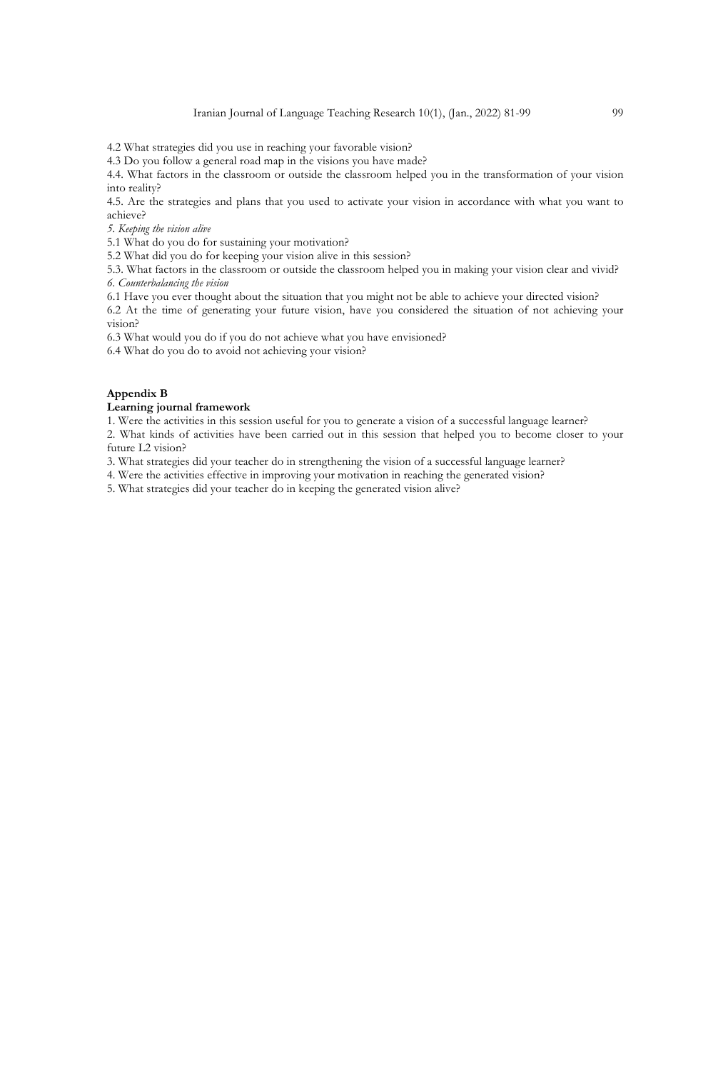4.2 What strategies did you use in reaching your favorable vision?

4.3 Do you follow a general road map in the visions you have made?

4.4. What factors in the classroom or outside the classroom helped you in the transformation of your vision into reality?

4.5. Are the strategies and plans that you used to activate your vision in accordance with what you want to achieve?

*5. Keeping the vision alive*

5.1 What do you do for sustaining your motivation?

5.2 What did you do for keeping your vision alive in this session?

5.3. What factors in the classroom or outside the classroom helped you in making your vision clear and vivid?

*6. Counterbalancing the vision*

6.1 Have you ever thought about the situation that you might not be able to achieve your directed vision?

6.2 At the time of generating your future vision, have you considered the situation of not achieving your vision?

6.3 What would you do if you do not achieve what you have envisioned?

6.4 What do you do to avoid not achieving your vision?

## Appendix B

**Learning journal framework**

1. Were the activities in this session useful for you to generate a vision of a successful language learner?
2. What kinds of activities have been carried out in this session that helped you to become closer to your future L2 vision?
3. What strategies did your teacher do in strengthening the vision of a successful language learner?
4. Were the activities effective in improving your motivation in reaching the generated vision?
5. What strategies did your teacher do in keeping the generated vision alive?